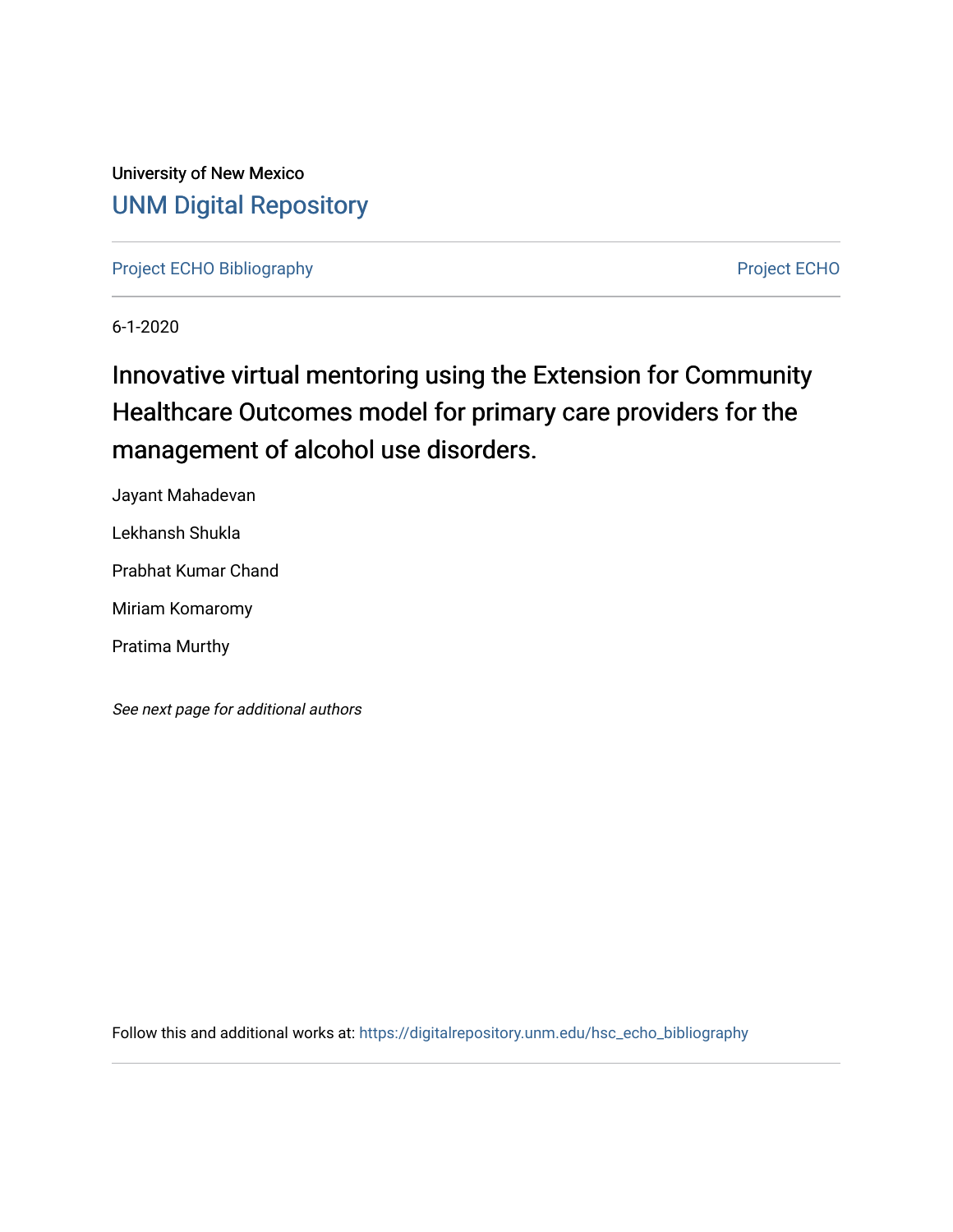University of New Mexico

UNM Digital Repository

Project ECHO Bibliography | Project ECHO

6-1-2020

# Innovative virtual mentoring using the Extension for Community Healthcare Outcomes model for primary care providers for the management of alcohol use disorders.

Jayant Mahadevan

Lekhansh Shukla

Prabhat Kumar Chand

Miriam Komaromy

Pratima Murthy

*See next page for additional authors*

Follow this and additional works at: https://digitalrepository.unm.edu/hsc_echo_bibliography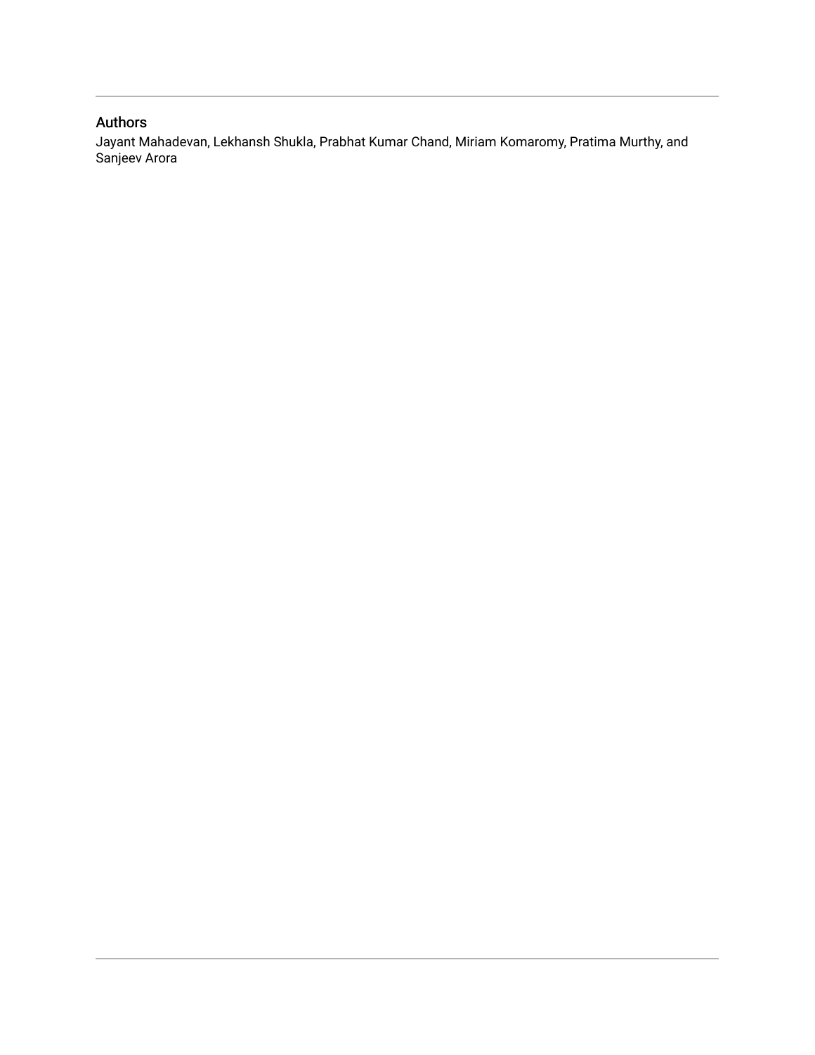## Authors

Jayant Mahadevan, Lekhansh Shukla, Prabhat Kumar Chand, Miriam Komaromy, Pratima Murthy, and Sanjeev Arora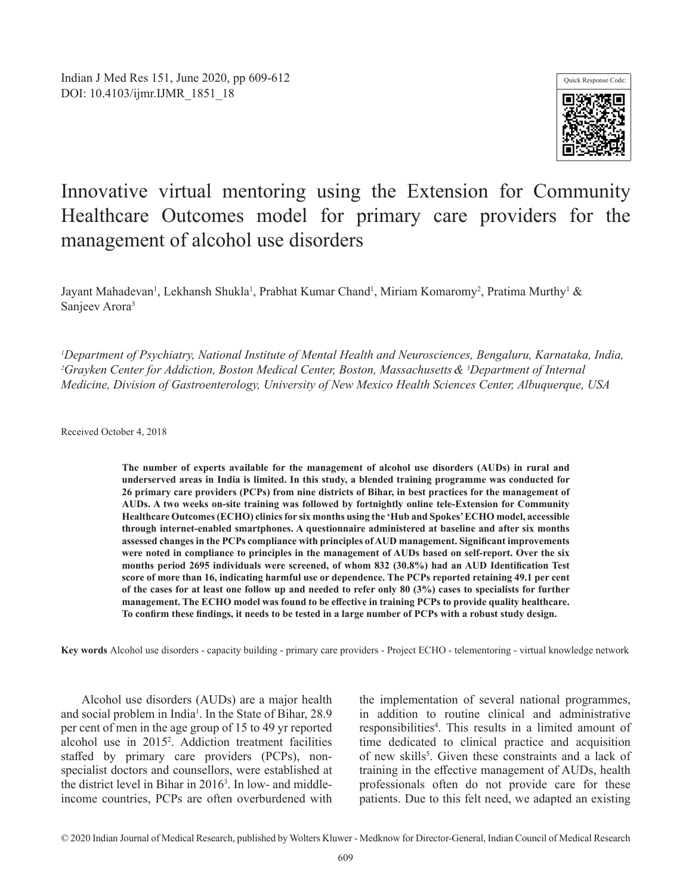# Innovative virtual mentoring using the Extension for Community Healthcare Outcomes model for primary care providers for the management of alcohol use disorders

Jayant Mahadevan[1], Lekhansh Shukla[1], Prabhat Kumar Chand[1], Miriam Komaromy[2], Pratima Murthy[1] & Sanjeev Arora[3]

*[1]Department of Psychiatry, National Institute of Mental Health and Neurosciences, Bengaluru, Karnataka, India, [2]Grayken Center for Addiction, Boston Medical Center, Boston, Massachusetts & [3]Department of Internal Medicine, Division of Gastroenterology, University of New Mexico Health Sciences Center, Albuquerque, USA*

Received October 4, 2018

**The number of experts available for the management of alcohol use disorders (AUDs) in rural and underserved areas in India is limited. In this study, a blended training programme was conducted for 26 primary care providers (PCPs) from nine districts of Bihar, in best practices for the management of AUDs. A two weeks on-site training was followed by fortnightly online tele-Extension for Community Healthcare Outcomes (ECHO) clinics for six months using the 'Hub and Spokes' ECHO model, accessible through internet-enabled smartphones. A questionnaire administered at baseline and after six months assessed changes in the PCPs compliance with principles of AUD management. Significant improvements were noted in compliance to principles in the management of AUDs based on self-report. Over the six months period 2695 individuals were screened, of whom 832 (30.8%) had an AUD Identification Test score of more than 16, indicating harmful use or dependence. The PCPs reported retaining 49.1 per cent of the cases for at least one follow up and needed to refer only 80 (3%) cases to specialists for further management. The ECHO model was found to be effective in training PCPs to provide quality healthcare. To confirm these findings, it needs to be tested in a large number of PCPs with a robust study design.**

**Key words** Alcohol use disorders - capacity building - primary care providers - Project ECHO - telementoring - virtual knowledge network

Alcohol use disorders (AUDs) are a major health and social problem in India[1]. In the State of Bihar, 28.9 per cent of men in the age group of 15 to 49 yr reported alcohol use in 2015[2]. Addiction treatment facilities staffed by primary care providers (PCPs), non-specialist doctors and counsellors, were established at the district level in Bihar in 2016[3]. In low- and middle-income countries, PCPs are often overburdened with the implementation of several national programmes, in addition to routine clinical and administrative responsibilities[4]. This results in a limited amount of time dedicated to clinical practice and acquisition of new skills[5]. Given these constraints and a lack of training in the effective management of AUDs, health professionals often do not provide care for these patients. Due to this felt need, we adapted an existing

© 2020 Indian Journal of Medical Research, published by Wolters Kluwer - Medknow for Director-General, Indian Council of Medical Research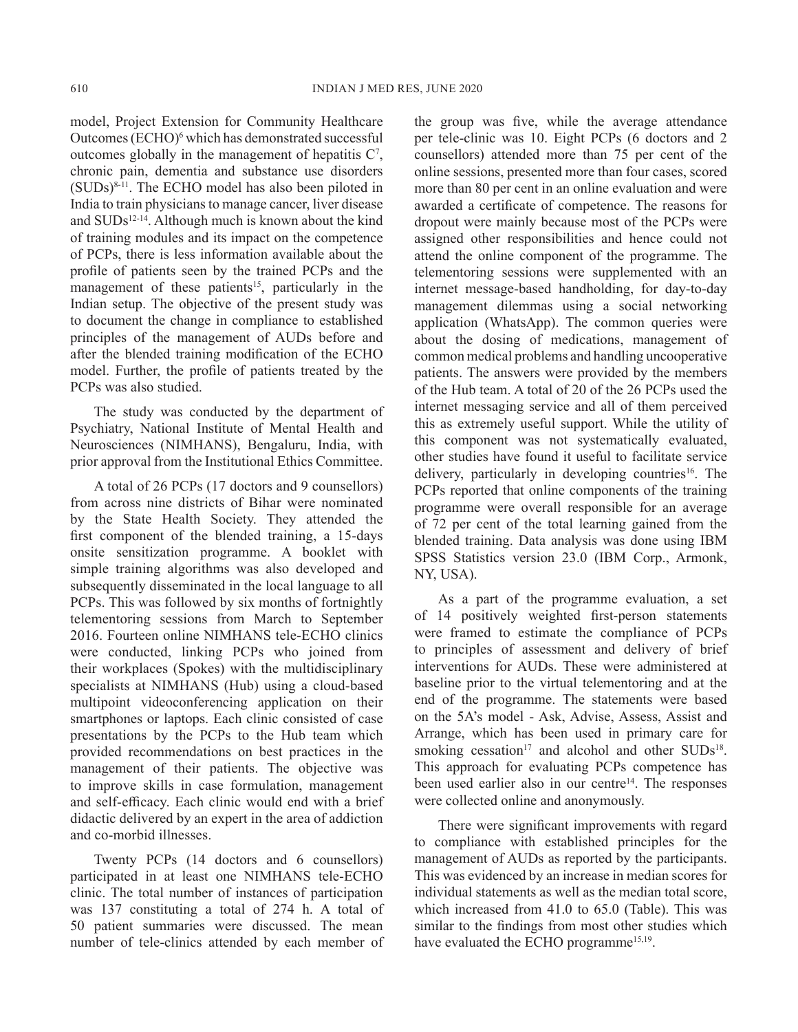model, Project Extension for Community Healthcare Outcomes (ECHO)[6] which has demonstrated successful outcomes globally in the management of hepatitis C[7], chronic pain, dementia and substance use disorders (SUDs)[8-11]. The ECHO model has also been piloted in India to train physicians to manage cancer, liver disease and SUDs[12-14]. Although much is known about the kind of training modules and its impact on the competence of PCPs, there is less information available about the profile of patients seen by the trained PCPs and the management of these patients[15], particularly in the Indian setup. The objective of the present study was to document the change in compliance to established principles of the management of AUDs before and after the blended training modification of the ECHO model. Further, the profile of patients treated by the PCPs was also studied.

The study was conducted by the department of Psychiatry, National Institute of Mental Health and Neurosciences (NIMHANS), Bengaluru, India, with prior approval from the Institutional Ethics Committee.

A total of 26 PCPs (17 doctors and 9 counsellors) from across nine districts of Bihar were nominated by the State Health Society. They attended the first component of the blended training, a 15-days onsite sensitization programme. A booklet with simple training algorithms was also developed and subsequently disseminated in the local language to all PCPs. This was followed by six months of fortnightly telementoring sessions from March to September 2016. Fourteen online NIMHANS tele-ECHO clinics were conducted, linking PCPs who joined from their workplaces (Spokes) with the multidisciplinary specialists at NIMHANS (Hub) using a cloud-based multipoint videoconferencing application on their smartphones or laptops. Each clinic consisted of case presentations by the PCPs to the Hub team which provided recommendations on best practices in the management of their patients. The objective was to improve skills in case formulation, management and self-efficacy. Each clinic would end with a brief didactic delivered by an expert in the area of addiction and co-morbid illnesses.

Twenty PCPs (14 doctors and 6 counsellors) participated in at least one NIMHANS tele-ECHO clinic. The total number of instances of participation was 137 constituting a total of 274 h. A total of 50 patient summaries were discussed. The mean number of tele-clinics attended by each member of the group was five, while the average attendance per tele-clinic was 10. Eight PCPs (6 doctors and 2 counsellors) attended more than 75 per cent of the online sessions, presented more than four cases, scored more than 80 per cent in an online evaluation and were awarded a certificate of competence. The reasons for dropout were mainly because most of the PCPs were assigned other responsibilities and hence could not attend the online component of the programme. The telementoring sessions were supplemented with an internet message-based handholding, for day-to-day management dilemmas using a social networking application (WhatsApp). The common queries were about the dosing of medications, management of common medical problems and handling uncooperative patients. The answers were provided by the members of the Hub team. A total of 20 of the 26 PCPs used the internet messaging service and all of them perceived this as extremely useful support. While the utility of this component was not systematically evaluated, other studies have found it useful to facilitate service delivery, particularly in developing countries[16]. The PCPs reported that online components of the training programme were overall responsible for an average of 72 per cent of the total learning gained from the blended training. Data analysis was done using IBM SPSS Statistics version 23.0 (IBM Corp., Armonk, NY, USA).

As a part of the programme evaluation, a set of 14 positively weighted first-person statements were framed to estimate the compliance of PCPs to principles of assessment and delivery of brief interventions for AUDs. These were administered at baseline prior to the virtual telementoring and at the end of the programme. The statements were based on the 5A's model - Ask, Advise, Assess, Assist and Arrange, which has been used in primary care for smoking cessation[17] and alcohol and other SUDs[18]. This approach for evaluating PCPs competence has been used earlier also in our centre[14]. The responses were collected online and anonymously.

There were significant improvements with regard to compliance with established principles for the management of AUDs as reported by the participants. This was evidenced by an increase in median scores for individual statements as well as the median total score, which increased from 41.0 to 65.0 (Table). This was similar to the findings from most other studies which have evaluated the ECHO programme[15,19].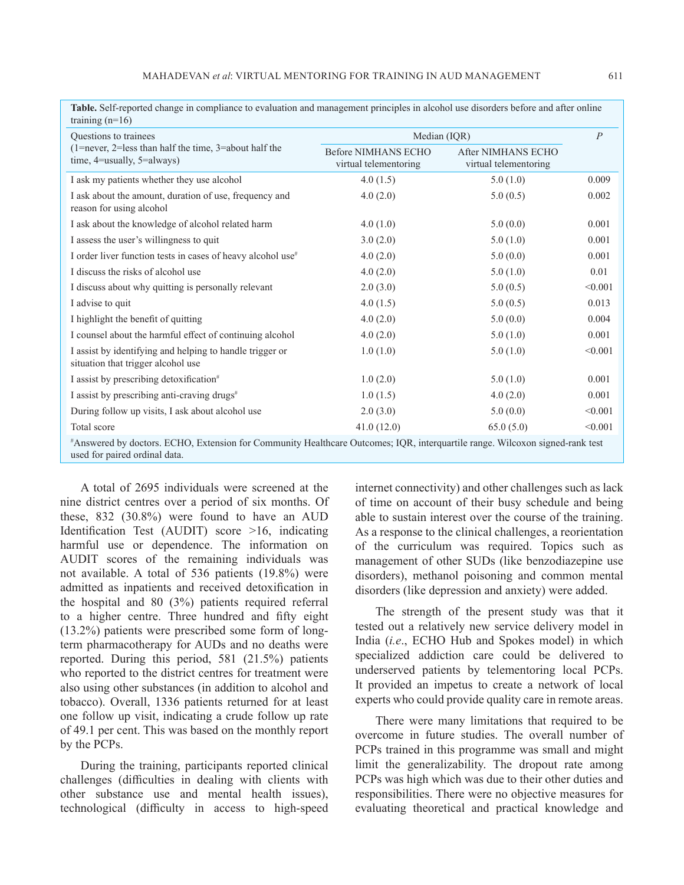**Table.** Self-reported change in compliance to evaluation and management principles in alcohol use disorders before and after online training (n=16)

| Questions to trainees (1=never, 2=less than half the time, 3=about half the time, 4=usually, 5=always) | Median (IQR) | | *P* |
|---|---|---|---|
| | Before NIMHANS ECHO virtual telementoring | After NIMHANS ECHO virtual telementoring | |
| I ask my patients whether they use alcohol | 4.0 (1.5) | 5.0 (1.0) | 0.009 |
| I ask about the amount, duration of use, frequency and reason for using alcohol | 4.0 (2.0) | 5.0 (0.5) | 0.002 |
| I ask about the knowledge of alcohol related harm | 4.0 (1.0) | 5.0 (0.0) | 0.001 |
| I assess the user's willingness to quit | 3.0 (2.0) | 5.0 (1.0) | 0.001 |
| I order liver function tests in cases of heavy alcohol use# | 4.0 (2.0) | 5.0 (0.0) | 0.001 |
| I discuss the risks of alcohol use | 4.0 (2.0) | 5.0 (1.0) | 0.01 |
| I discuss about why quitting is personally relevant | 2.0 (3.0) | 5.0 (0.5) | <0.001 |
| I advise to quit | 4.0 (1.5) | 5.0 (0.5) | 0.013 |
| I highlight the benefit of quitting | 4.0 (2.0) | 5.0 (0.0) | 0.004 |
| I counsel about the harmful effect of continuing alcohol | 4.0 (2.0) | 5.0 (1.0) | 0.001 |
| I assist by identifying and helping to handle trigger or situation that trigger alcohol use | 1.0 (1.0) | 5.0 (1.0) | <0.001 |
| I assist by prescribing detoxification# | 1.0 (2.0) | 5.0 (1.0) | 0.001 |
| I assist by prescribing anti-craving drugs# | 1.0 (1.5) | 4.0 (2.0) | 0.001 |
| During follow up visits, I ask about alcohol use | 2.0 (3.0) | 5.0 (0.0) | <0.001 |
| Total score | 41.0 (12.0) | 65.0 (5.0) | <0.001 |

#Answered by doctors. ECHO, Extension for Community Healthcare Outcomes; IQR, interquartile range. Wilcoxon signed-rank test used for paired ordinal data.

A total of 2695 individuals were screened at the nine district centres over a period of six months. Of these, 832 (30.8%) were found to have an AUD Identification Test (AUDIT) score >16, indicating harmful use or dependence. The information on AUDIT scores of the remaining individuals was not available. A total of 536 patients (19.8%) were admitted as inpatients and received detoxification in the hospital and 80 (3%) patients required referral to a higher centre. Three hundred and fifty eight (13.2%) patients were prescribed some form of long-term pharmacotherapy for AUDs and no deaths were reported. During this period, 581 (21.5%) patients who reported to the district centres for treatment were also using other substances (in addition to alcohol and tobacco). Overall, 1336 patients returned for at least one follow up visit, indicating a crude follow up rate of 49.1 per cent. This was based on the monthly report by the PCPs.

During the training, participants reported clinical challenges (difficulties in dealing with clients with other substance use and mental health issues), technological (difficulty in access to high-speed internet connectivity) and other challenges such as lack of time on account of their busy schedule and being able to sustain interest over the course of the training. As a response to the clinical challenges, a reorientation of the curriculum was required. Topics such as management of other SUDs (like benzodiazepine use disorders), methanol poisoning and common mental disorders (like depression and anxiety) were added.

The strength of the present study was that it tested out a relatively new service delivery model in India (*i.e*., ECHO Hub and Spokes model) in which specialized addiction care could be delivered to underserved patients by telementoring local PCPs. It provided an impetus to create a network of local experts who could provide quality care in remote areas.

There were many limitations that required to be overcome in future studies. The overall number of PCPs trained in this programme was small and might limit the generalizability. The dropout rate among PCPs was high which was due to their other duties and responsibilities. There were no objective measures for evaluating theoretical and practical knowledge and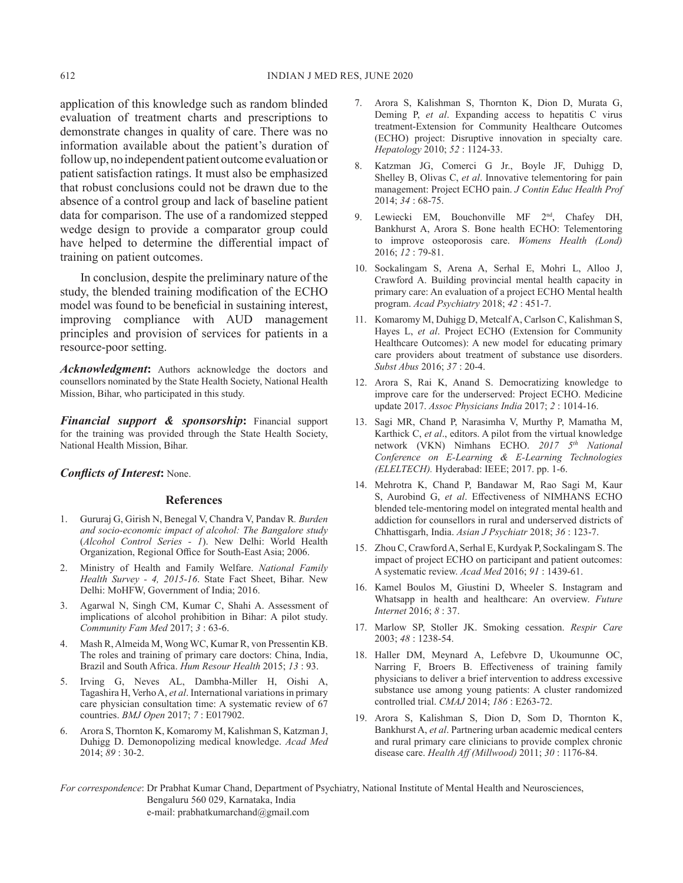application of this knowledge such as random blinded evaluation of treatment charts and prescriptions to demonstrate changes in quality of care. There was no information available about the patient's duration of follow up, no independent patient outcome evaluation or patient satisfaction ratings. It must also be emphasized that robust conclusions could not be drawn due to the absence of a control group and lack of baseline patient data for comparison. The use of a randomized stepped wedge design to provide a comparator group could have helped to determine the differential impact of training on patient outcomes.

In conclusion, despite the preliminary nature of the study, the blended training modification of the ECHO model was found to be beneficial in sustaining interest, improving compliance with AUD management principles and provision of services for patients in a resource-poor setting.

***Acknowledgment*:** Authors acknowledge the doctors and counsellors nominated by the State Health Society, National Health Mission, Bihar, who participated in this study.

***Financial support & sponsorship*:** Financial support for the training was provided through the State Health Society, National Health Mission, Bihar.

***Conflicts of Interest*:** None.

## References

1. Gururaj G, Girish N, Benegal V, Chandra V, Pandav R. *Burden and socio-economic impact of alcohol: The Bangalore study* (*Alcohol Control Series - 1*). New Delhi: World Health Organization, Regional Office for South-East Asia; 2006.
2. Ministry of Health and Family Welfare. *National Family Health Survey - 4, 2015-16*. State Fact Sheet, Bihar. New Delhi: MoHFW, Government of India; 2016.
3. Agarwal N, Singh CM, Kumar C, Shahi A. Assessment of implications of alcohol prohibition in Bihar: A pilot study. *Community Fam Med* 2017; *3* : 63-6.
4. Mash R, Almeida M, Wong WC, Kumar R, von Pressentin KB. The roles and training of primary care doctors: China, India, Brazil and South Africa. *Hum Resour Health* 2015; *13* : 93.
5. Irving G, Neves AL, Dambha-Miller H, Oishi A, Tagashira H, Verho A, *et al*. International variations in primary care physician consultation time: A systematic review of 67 countries. *BMJ Open* 2017; *7* : E017902.
6. Arora S, Thornton K, Komaromy M, Kalishman S, Katzman J, Duhigg D. Demonopolizing medical knowledge. *Acad Med* 2014; *89* : 30-2.
7. Arora S, Kalishman S, Thornton K, Dion D, Murata G, Deming P, *et al*. Expanding access to hepatitis C virus treatment-Extension for Community Healthcare Outcomes (ECHO) project: Disruptive innovation in specialty care. *Hepatology* 2010; *52* : 1124-33.
8. Katzman JG, Comerci G Jr., Boyle JF, Duhigg D, Shelley B, Olivas C, *et al*. Innovative telementoring for pain management: Project ECHO pain. *J Contin Educ Health Prof* 2014; *34* : 68-75.
9. Lewiecki EM, Bouchonville MF 2nd, Chafey DH, Bankhurst A, Arora S. Bone health ECHO: Telementoring to improve osteoporosis care. *Womens Health (Lond)* 2016; *12* : 79-81.
10. Sockalingam S, Arena A, Serhal E, Mohri L, Alloo J, Crawford A. Building provincial mental health capacity in primary care: An evaluation of a project ECHO Mental health program. *Acad Psychiatry* 2018; *42* : 451-7.
11. Komaromy M, Duhigg D, Metcalf A, Carlson C, Kalishman S, Hayes L, *et al*. Project ECHO (Extension for Community Healthcare Outcomes): A new model for educating primary care providers about treatment of substance use disorders. *Subst Abus* 2016; *37* : 20-4.
12. Arora S, Rai K, Anand S. Democratizing knowledge to improve care for the underserved: Project ECHO. Medicine update 2017. *Assoc Physicians India* 2017; *2* : 1014-16.
13. Sagi MR, Chand P, Narasimha V, Murthy P, Mamatha M, Karthick C, *et al*., editors. A pilot from the virtual knowledge network (VKN) Nimhans ECHO. *2017 5th National Conference on E-Learning & E-Learning Technologies (ELELTECH).* Hyderabad: IEEE; 2017. pp. 1-6.
14. Mehrotra K, Chand P, Bandawar M, Rao Sagi M, Kaur S, Aurobind G, *et al*. Effectiveness of NIMHANS ECHO blended tele-mentoring model on integrated mental health and addiction for counsellors in rural and underserved districts of Chhattisgarh, India. *Asian J Psychiatr* 2018; *36* : 123-7.
15. Zhou C, Crawford A, Serhal E, Kurdyak P, Sockalingam S. The impact of project ECHO on participant and patient outcomes: A systematic review. *Acad Med* 2016; *91* : 1439-61.
16. Kamel Boulos M, Giustini D, Wheeler S. Instagram and Whatsapp in health and healthcare: An overview. *Future Internet* 2016; *8* : 37.
17. Marlow SP, Stoller JK. Smoking cessation. *Respir Care* 2003; *48* : 1238-54.
18. Haller DM, Meynard A, Lefebvre D, Ukoumunne OC, Narring F, Broers B. Effectiveness of training family physicians to deliver a brief intervention to address excessive substance use among young patients: A cluster randomized controlled trial. *CMAJ* 2014; *186* : E263-72.
19. Arora S, Kalishman S, Dion D, Som D, Thornton K, Bankhurst A, *et al*. Partnering urban academic medical centers and rural primary care clinicians to provide complex chronic disease care. *Health Aff (Millwood)* 2011; *30* : 1176-84.

*For correspondence*: Dr Prabhat Kumar Chand, Department of Psychiatry, National Institute of Mental Health and Neurosciences, Bengaluru 560 029, Karnataka, India
e-mail: prabhatkumarchand@gmail.com